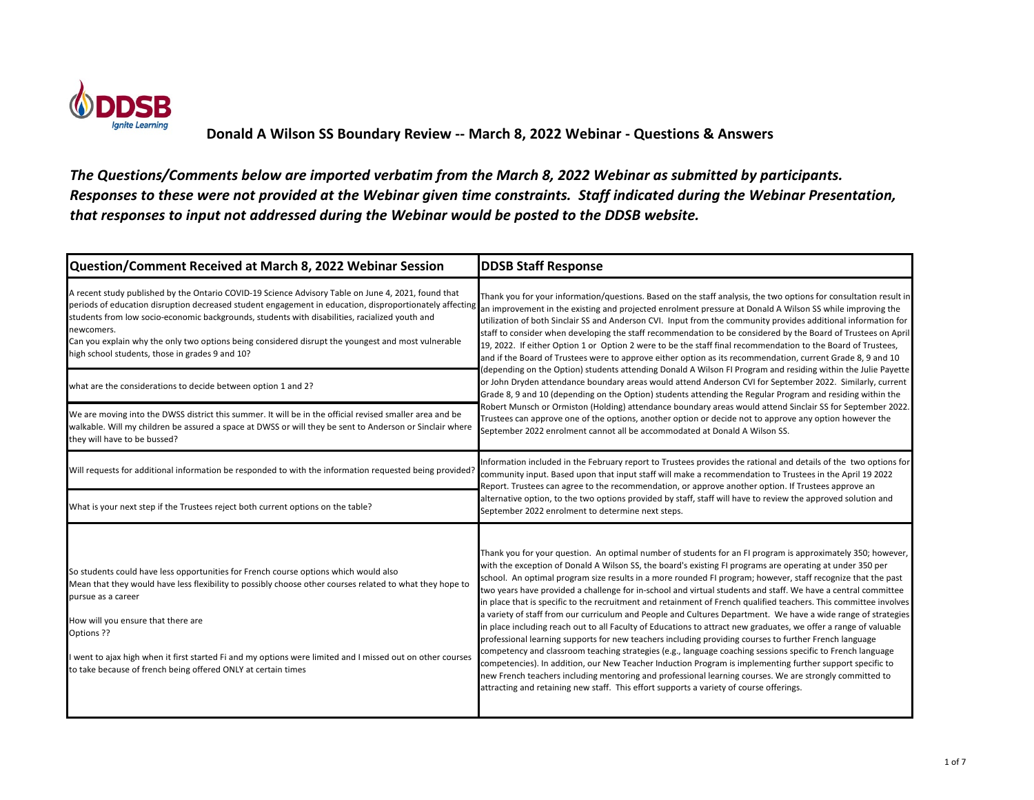# Donald A Wilson SS Boundary Review -- March 8, 2022 Webinar - Questions & Answers

***The Questions/Comments below are imported verbatim from the March 8, 2022 Webinar as submitted by participants. Responses to these were not provided at the Webinar given time constraints. Staff indicated during the Webinar Presentation, that responses to input not addressed during the Webinar would be posted to the DDSB website.***

| Question/Comment Received at March 8, 2022 Webinar Session | DDSB Staff Response |
| --- | --- |
| A recent study published by the Ontario COVID-19 Science Advisory Table on June 4, 2021, found that periods of education disruption decreased student engagement in education, disproportionately affecting students from low socio-economic backgrounds, students with disabilities, racialized youth and newcomers.<br>Can you explain why the only two options being considered disrupt the youngest and most vulnerable high school students, those in grades 9 and 10? | Thank you for your information/questions. Based on the staff analysis, the two options for consultation result in an improvement in the existing and projected enrolment pressure at Donald A Wilson SS while improving the utilization of both Sinclair SS and Anderson CVI. Input from the community provides additional information for staff to consider when developing the staff recommendation to be considered by the Board of Trustees on April 19, 2022. If either Option 1 or Option 2 were to be the staff final recommendation to the Board of Trustees, and if the Board of Trustees were to approve either option as its recommendation, current Grade 8, 9 and 10 (depending on the Option) students attending Donald A Wilson FI Program and residing within the Julie Payette or John Dryden attendance boundary areas would attend Anderson CVI for September 2022. Similarly, current Grade 8, 9 and 10 (depending on the Option) students attending the Regular Program and residing within the Robert Munsch or Ormiston (Holding) attendance boundary areas would attend Sinclair SS for September 2022. Trustees can approve one of the options, another option or decide not to approve any option however the September 2022 enrolment cannot all be accommodated at Donald A Wilson SS. |
| what are the considerations to decide between option 1 and 2? | |
| We are moving into the DWSS district this summer. It will be in the official revised smaller area and be walkable. Will my children be assured a space at DWSS or will they be sent to Anderson or Sinclair where they will have to be bussed? | |
| Will requests for additional information be responded to with the information requested being provided? | Information included in the February report to Trustees provides the rational and details of the two options for community input. Based upon that input staff will make a recommendation to Trustees in the April 19 2022 Report. Trustees can agree to the recommendation, or approve another option. If Trustees approve an alternative option, to the two options provided by staff, staff will have to review the approved solution and September 2022 enrolment to determine next steps. |
| What is your next step if the Trustees reject both current options on the table? | |
| So students could have less opportunities for French course options which would also<br>Mean that they would have less flexibility to possibly choose other courses related to what they hope to pursue as a career<br><br>How will you ensure that there are<br>Options ??<br><br>I went to ajax high when it first started Fi and my options were limited and I missed out on other courses to take because of french being offered ONLY at certain times | Thank you for your question. An optimal number of students for an FI program is approximately 350; however, with the exception of Donald A Wilson SS, the board's existing FI programs are operating at under 350 per school. An optimal program size results in a more rounded FI program; however, staff recognize that the past two years have provided a challenge for in-school and virtual students and staff. We have a central committee in place that is specific to the recruitment and retainment of French qualified teachers. This committee involves a variety of staff from our curriculum and People and Cultures Department. We have a wide range of strategies in place including reach out to all Faculty of Educations to attract new graduates, we offer a range of valuable professional learning supports for new teachers including providing courses to further French language competency and classroom teaching strategies (e.g., language coaching sessions specific to French language competencies). In addition, our New Teacher Induction Program is implementing further support specific to new French teachers including mentoring and professional learning courses. We are strongly committed to attracting and retaining new staff. This effort supports a variety of course offerings. |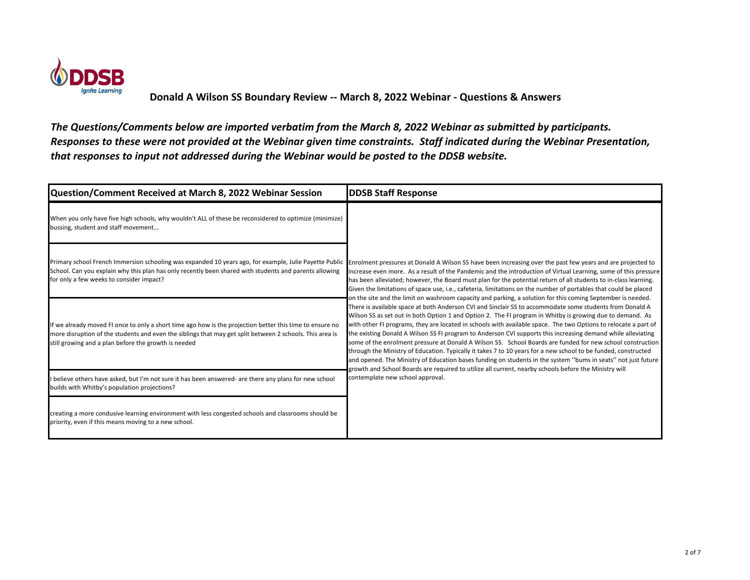**Donald A Wilson SS Boundary Review -- March 8, 2022 Webinar - Questions & Answers**

***The Questions/Comments below are imported verbatim from the March 8, 2022 Webinar as submitted by participants. Responses to these were not provided at the Webinar given time constraints. Staff indicated during the Webinar Presentation, that responses to input not addressed during the Webinar would be posted to the DDSB website.***

| Question/Comment Received at March 8, 2022 Webinar Session | DDSB Staff Response |
| --- | --- |
| When you only have five high schools, why wouldn't ALL of these be reconsidered to optimize (minimize) bussing, student and staff movement... | Enrolment pressures at Donald A Wilson SS have been increasing over the past few years and are projected to increase even more. As a result of the Pandemic and the introduction of Virtual Learning, some of this pressure has been alleviated; however, the Board must plan for the potential return of all students to in-class learning. Given the limitations of space use, i.e., cafeteria, limitations on the number of portables that could be placed on the site and the limit on washroom capacity and parking, a solution for this coming September is needed. There is available space at both Anderson CVI and Sinclair SS to accommodate some students from Donald A Wilson SS as set out in both Option 1 and Option 2. The FI program in Whitby is growing due to demand. As with other FI programs, they are located in schools with available space. The two Options to relocate a part of the existing Donald A Wilson SS FI program to Anderson CVI supports this increasing demand while alleviating some of the enrolment pressure at Donald A Wilson SS. School Boards are funded for new school construction through the Ministry of Education. Typically it takes 7 to 10 years for a new school to be funded, constructed and opened. The Ministry of Education bases funding on students in the system ''bums in seats'' not just future growth and School Boards are required to utilize all current, nearby schools before the Ministry will contemplate new school approval. |
| Primary school French Immersion schooling was expanded 10 years ago, for example, Julie Payette Public School. Can you explain why this plan has only recently been shared with students and parents allowing for only a few weeks to consider impact? | |
| If we already moved FI once to only a short time ago how is the projection better this time to ensure no more disruption of the students and even the siblings that may get split between 2 schools. This area is still growing and a plan before the growth is needed | |
| I believe others have asked, but I'm not sure it has been answered- are there any plans for new school builds with Whitby's population projections? | |
| creating a more condusive learning environment with less congested schools and classrooms should be priority, even if this means moving to a new school. | |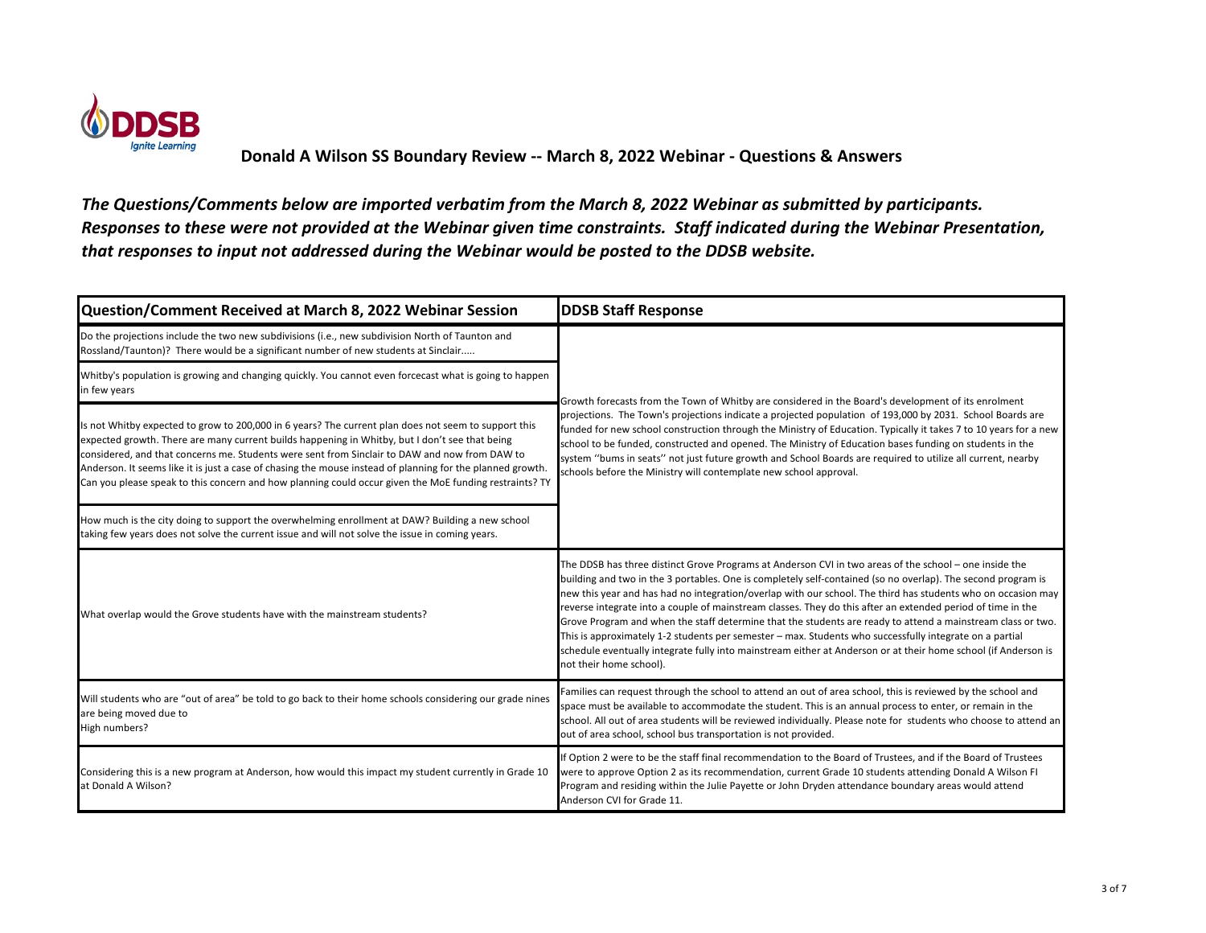## Donald A Wilson SS Boundary Review -- March 8, 2022 Webinar - Questions & Answers

***The Questions/Comments below are imported verbatim from the March 8, 2022 Webinar as submitted by participants. Responses to these were not provided at the Webinar given time constraints. Staff indicated during the Webinar Presentation, that responses to input not addressed during the Webinar would be posted to the DDSB website.***

| Question/Comment Received at March 8, 2022 Webinar Session | DDSB Staff Response |
|---|---|
| Do the projections include the two new subdivisions (i.e., new subdivision North of Taunton and Rossland/Taunton)? There would be a significant number of new students at Sinclair..... | Growth forecasts from the Town of Whitby are considered in the Board's development of its enrolment projections. The Town's projections indicate a projected population of 193,000 by 2031. School Boards are funded for new school construction through the Ministry of Education. Typically it takes 7 to 10 years for a new school to be funded, constructed and opened. The Ministry of Education bases funding on students in the system ''bums in seats'' not just future growth and School Boards are required to utilize all current, nearby schools before the Ministry will contemplate new school approval. |
| Whitby's population is growing and changing quickly. You cannot even forcecast what is going to happen in few years | |
| Is not Whitby expected to grow to 200,000 in 6 years? The current plan does not seem to support this expected growth. There are many current builds happening in Whitby, but I don't see that being considered, and that concerns me. Students were sent from Sinclair to DAW and now from DAW to Anderson. It seems like it is just a case of chasing the mouse instead of planning for the planned growth. Can you please speak to this concern and how planning could occur given the MoE funding restraints? TY | |
| How much is the city doing to support the overwhelming enrollment at DAW? Building a new school taking few years does not solve the current issue and will not solve the issue in coming years. | |
| What overlap would the Grove students have with the mainstream students? | The DDSB has three distinct Grove Programs at Anderson CVI in two areas of the school – one inside the building and two in the 3 portables. One is completely self-contained (so no overlap). The second program is new this year and has had no integration/overlap with our school. The third has students who on occasion may reverse integrate into a couple of mainstream classes. They do this after an extended period of time in the Grove Program and when the staff determine that the students are ready to attend a mainstream class or two. This is approximately 1-2 students per semester – max. Students who successfully integrate on a partial schedule eventually integrate fully into mainstream either at Anderson or at their home school (if Anderson is not their home school). |
| Will students who are "out of area" be told to go back to their home schools considering our grade nines are being moved due to High numbers? | Families can request through the school to attend an out of area school, this is reviewed by the school and space must be available to accommodate the student. This is an annual process to enter, or remain in the school. All out of area students will be reviewed individually. Please note for students who choose to attend an out of area school, school bus transportation is not provided. |
| Considering this is a new program at Anderson, how would this impact my student currently in Grade 10 at Donald A Wilson? | If Option 2 were to be the staff final recommendation to the Board of Trustees, and if the Board of Trustees were to approve Option 2 as its recommendation, current Grade 10 students attending Donald A Wilson FI Program and residing within the Julie Payette or John Dryden attendance boundary areas would attend Anderson CVI for Grade 11. |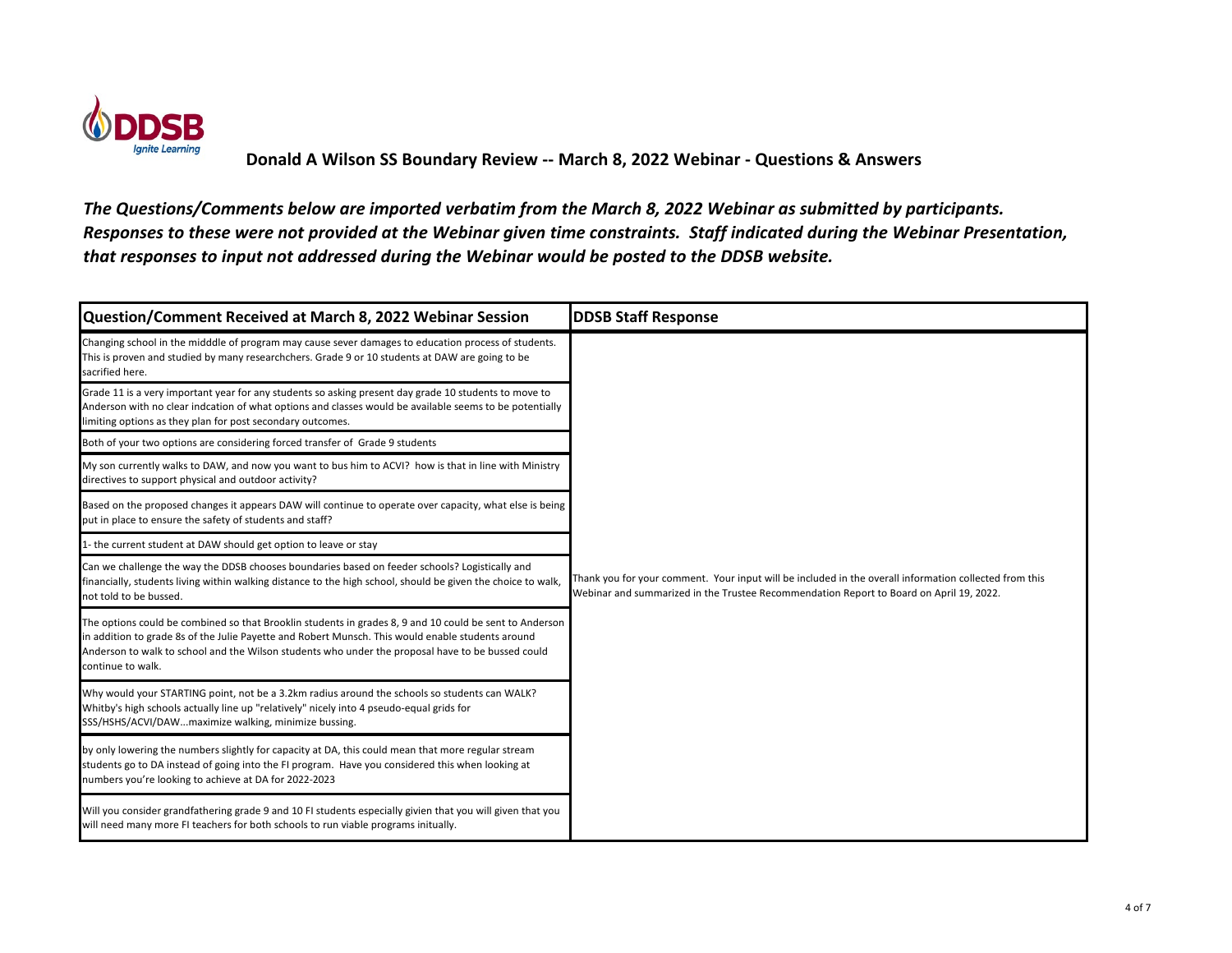## Donald A Wilson SS Boundary Review -- March 8, 2022 Webinar - Questions & Answers

***The Questions/Comments below are imported verbatim from the March 8, 2022 Webinar as submitted by participants. Responses to these were not provided at the Webinar given time constraints. Staff indicated during the Webinar Presentation, that responses to input not addressed during the Webinar would be posted to the DDSB website.***

| Question/Comment Received at March 8, 2022 Webinar Session | DDSB Staff Response |
|---|---|
| Changing school in the midddle of program may cause sever damages to education process of students. This is proven and studied by many researchchers. Grade 9 or 10 students at DAW are going to be sacrified here. | Thank you for your comment. Your input will be included in the overall information collected from this Webinar and summarized in the Trustee Recommendation Report to Board on April 19, 2022. |
| Grade 11 is a very important year for any students so asking present day grade 10 students to move to Anderson with no clear indcation of what options and classes would be available seems to be potentially limiting options as they plan for post secondary outcomes. | |
| Both of your two options are considering forced transfer of Grade 9 students | |
| My son currently walks to DAW, and now you want to bus him to ACVI? how is that in line with Ministry directives to support physical and outdoor activity? | |
| Based on the proposed changes it appears DAW will continue to operate over capacity, what else is being put in place to ensure the safety of students and staff? | |
| 1- the current student at DAW should get option to leave or stay | |
| Can we challenge the way the DDSB chooses boundaries based on feeder schools? Logistically and financially, students living within walking distance to the high school, should be given the choice to walk, not told to be bussed. | |
| The options could be combined so that Brooklin students in grades 8, 9 and 10 could be sent to Anderson in addition to grade 8s of the Julie Payette and Robert Munsch. This would enable students around Anderson to walk to school and the Wilson students who under the proposal have to be bussed could continue to walk. | |
| Why would your STARTING point, not be a 3.2km radius around the schools so students can WALK? Whitby's high schools actually line up "relatively" nicely into 4 pseudo-equal grids for SSS/HSHS/ACVI/DAW...maximize walking, minimize bussing. | |
| by only lowering the numbers slightly for capacity at DA, this could mean that more regular stream students go to DA instead of going into the FI program. Have you considered this when looking at numbers you're looking to achieve at DA for 2022-2023 | |
| Will you consider grandfathering grade 9 and 10 FI students especially givien that you will given that you will need many more FI teachers for both schools to run viable programs initually. | |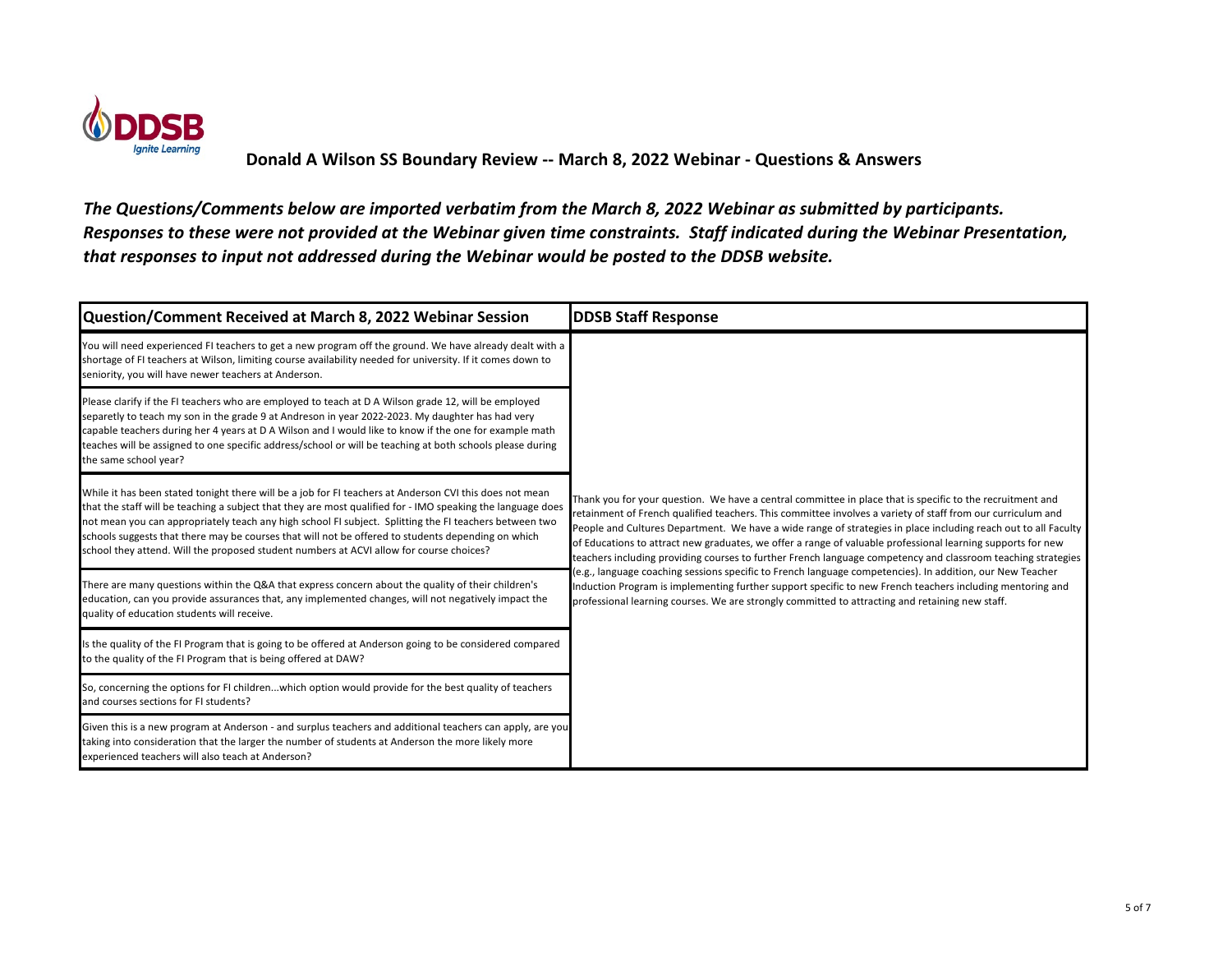## Donald A Wilson SS Boundary Review -- March 8, 2022 Webinar - Questions & Answers

***The Questions/Comments below are imported verbatim from the March 8, 2022 Webinar as submitted by participants. Responses to these were not provided at the Webinar given time constraints. Staff indicated during the Webinar Presentation, that responses to input not addressed during the Webinar would be posted to the DDSB website.***

| Question/Comment Received at March 8, 2022 Webinar Session | DDSB Staff Response |
|---|---|
| You will need experienced FI teachers to get a new program off the ground. We have already dealt with a shortage of FI teachers at Wilson, limiting course availability needed for university. If it comes down to seniority, you will have newer teachers at Anderson. | Thank you for your question. We have a central committee in place that is specific to the recruitment and retainment of French qualified teachers. This committee involves a variety of staff from our curriculum and People and Cultures Department. We have a wide range of strategies in place including reach out to all Faculty of Educations to attract new graduates, we offer a range of valuable professional learning supports for new teachers including providing courses to further French language competency and classroom teaching strategies (e.g., language coaching sessions specific to French language competencies). In addition, our New Teacher Induction Program is implementing further support specific to new French teachers including mentoring and professional learning courses. We are strongly committed to attracting and retaining new staff. |
| Please clarify if the FI teachers who are employed to teach at D A Wilson grade 12, will be employed separetly to teach my son in the grade 9 at Andreson in year 2022-2023. My daughter has had very capable teachers during her 4 years at D A Wilson and I would like to know if the one for example math teachers will be assigned to one specific address/school or will be teaching at both schools please during the same school year? | |
| While it has been stated tonight there will be a job for FI teachers at Anderson CVI this does not mean that the staff will be teaching a subject that they are most qualified for - IMO speaking the language does not mean you can appropriately teach any high school FI subject. Splitting the FI teachers between two schools suggests that there may be courses that will not be offered to students depending on which school they attend. Will the proposed student numbers at ACVI allow for course choices? | |
| There are many questions within the Q&A that express concern about the quality of their children's education, can you provide assurances that, any implemented changes, will not negatively impact the quality of education students will receive. | |
| Is the quality of the FI Program that is going to be offered at Anderson going to be considered compared to the quality of the FI Program that is being offered at DAW? | |
| So, concerning the options for FI children...which option would provide for the best quality of teachers and courses sections for FI students? | |
| Given this is a new program at Anderson - and surplus teachers and additional teachers can apply, are you taking into consideration that the larger the number of students at Anderson the more likely more experienced teachers will also teach at Anderson? | |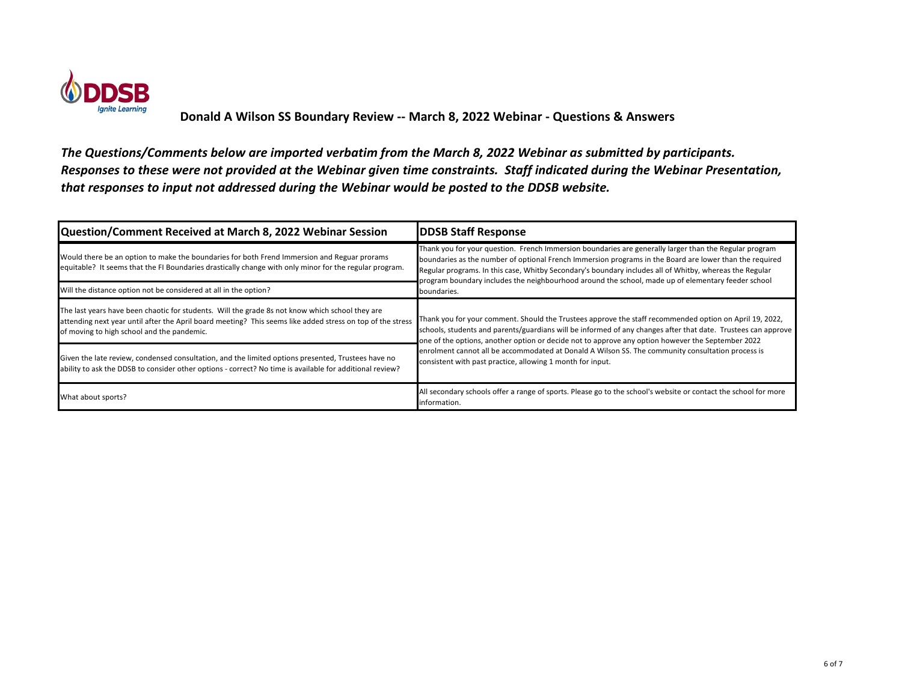**Donald A Wilson SS Boundary Review -- March 8, 2022 Webinar - Questions & Answers**

***The Questions/Comments below are imported verbatim from the March 8, 2022 Webinar as submitted by participants. Responses to these were not provided at the Webinar given time constraints. Staff indicated during the Webinar Presentation, that responses to input not addressed during the Webinar would be posted to the DDSB website.***

| Question/Comment Received at March 8, 2022 Webinar Session | DDSB Staff Response |
| --- | --- |
| Would there be an option to make the boundaries for both Frend Immersion and Reguar prorams equitable? It seems that the FI Boundaries drastically change with only minor for the regular program. | Thank you for your question. French Immersion boundaries are generally larger than the Regular program boundaries as the number of optional French Immersion programs in the Board are lower than the required Regular programs. In this case, Whitby Secondary's boundary includes all of Whitby, whereas the Regular program boundary includes the neighbourhood around the school, made up of elementary feeder school boundaries. |
| Will the distance option not be considered at all in the option? | |
| The last years have been chaotic for students. Will the grade 8s not know which school they are attending next year until after the April board meeting? This seems like added stress on top of the stress of moving to high school and the pandemic. | Thank you for your comment. Should the Trustees approve the staff recommended option on April 19, 2022, schools, students and parents/guardians will be informed of any changes after that date. Trustees can approve one of the options, another option or decide not to approve any option however the September 2022 enrolment cannot all be accommodated at Donald A Wilson SS. The community consultation process is consistent with past practice, allowing 1 month for input. |
| Given the late review, condensed consultation, and the limited options presented, Trustees have no ability to ask the DDSB to consider other options - correct? No time is available for additional review? | |
| What about sports? | All secondary schools offer a range of sports. Please go to the school's website or contact the school for more information. |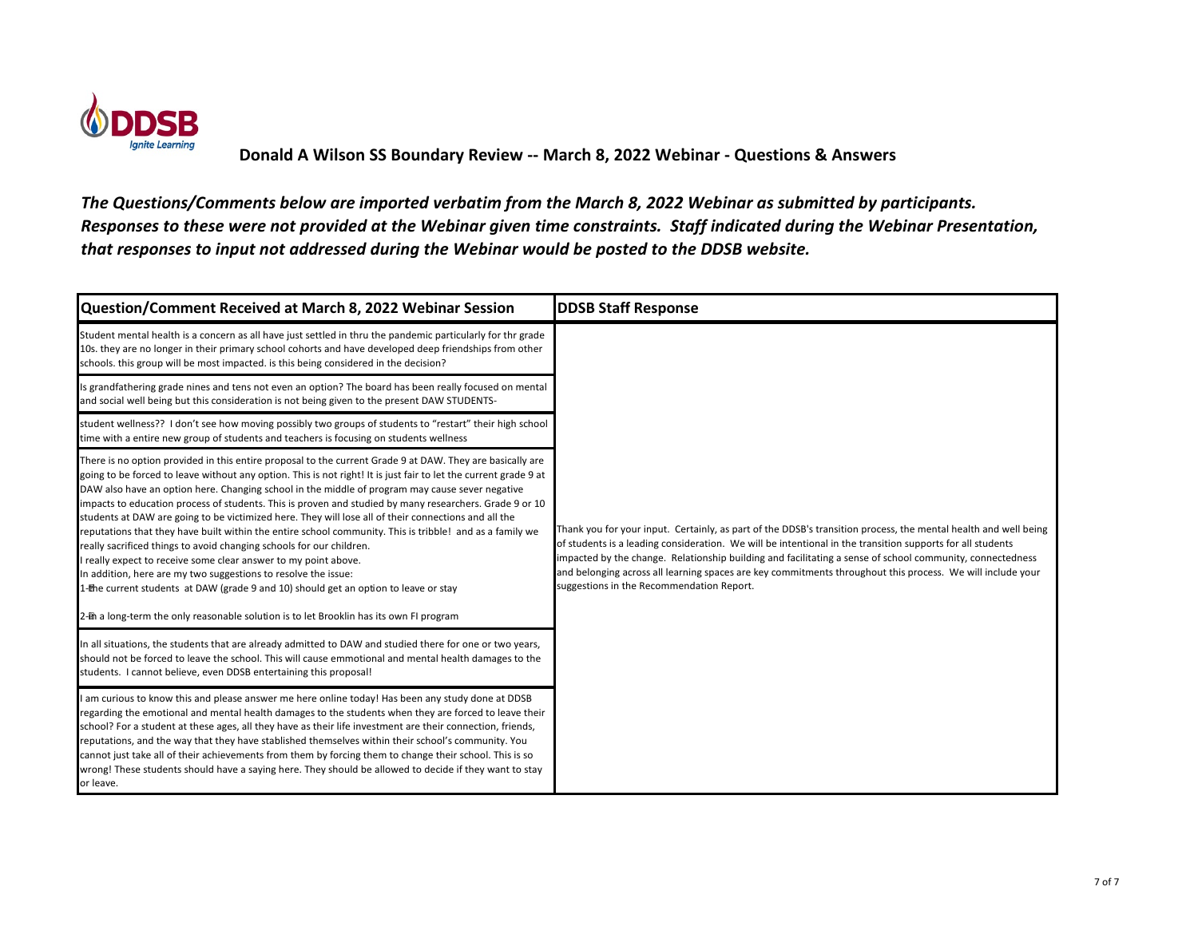**Donald A Wilson SS Boundary Review -- March 8, 2022 Webinar - Questions & Answers**

***The Questions/Comments below are imported verbatim from the March 8, 2022 Webinar as submitted by participants. Responses to these were not provided at the Webinar given time constraints. Staff indicated during the Webinar Presentation, that responses to input not addressed during the Webinar would be posted to the DDSB website.***

| Question/Comment Received at March 8, 2022 Webinar Session | DDSB Staff Response |
|---|---|
| Student mental health is a concern as all have just settled in thru the pandemic particularly for thr grade 10s. they are no longer in their primary school cohorts and have developed deep friendships from other schools. this group will be most impacted. is this being considered in the decision? | Thank you for your input. Certainly, as part of the DDSB's transition process, the mental health and well being of students is a leading consideration. We will be intentional in the transition supports for all students impacted by the change. Relationship building and facilitating a sense of school community, connectedness and belonging across all learning spaces are key commitments throughout this process. We will include your suggestions in the Recommendation Report. |
| Is grandfathering grade nines and tens not even an option? The board has been really focused on mental and social well being but this consideration is not being given to the present DAW STUDENTS- | |
| student wellness?? I don't see how moving possibly two groups of students to "restart" their high school time with a entire new group of students and teachers is focusing on students wellness | |
| There is no option provided in this entire proposal to the current Grade 9 at DAW. They are basically are going to be forced to leave without any option. This is not right! It is just fair to let the current grade 9 at DAW also have an option here. Changing school in the middle of program may cause sever negative impacts to education process of students. This is proven and studied by many researchers. Grade 9 or 10 students at DAW are going to be victimized here. They will lose all of their connections and all the reputations that they have built within the entire school community. This is tribble! and as a family we really sacrificed things to avoid changing schools for our children. I really expect to receive some clear answer to my point above. In addition, here are my two suggestions to resolve the issue: 1-the current students at DAW (grade 9 and 10) should get an option to leave or stay 2-In a long-term the only reasonable solution is to let Brooklin has its own FI program | |
| In all situations, the students that are already admitted to DAW and studied there for one or two years, should not be forced to leave the school. This will cause emmotional and mental health damages to the students. I cannot believe, even DDSB entertaining this proposal! | |
| I am curious to know this and please answer me here online today! Has been any study done at DDSB regarding the emotional and mental health damages to the students when they are forced to leave their school? For a student at these ages, all they have as their life investment are their connection, friends, reputations, and the way that they have stablished themselves within their school's community. You cannot just take all of their achievements from them by forcing them to change their school. This is so wrong! These students should have a saying here. They should be allowed to decide if they want to stay or leave. | |